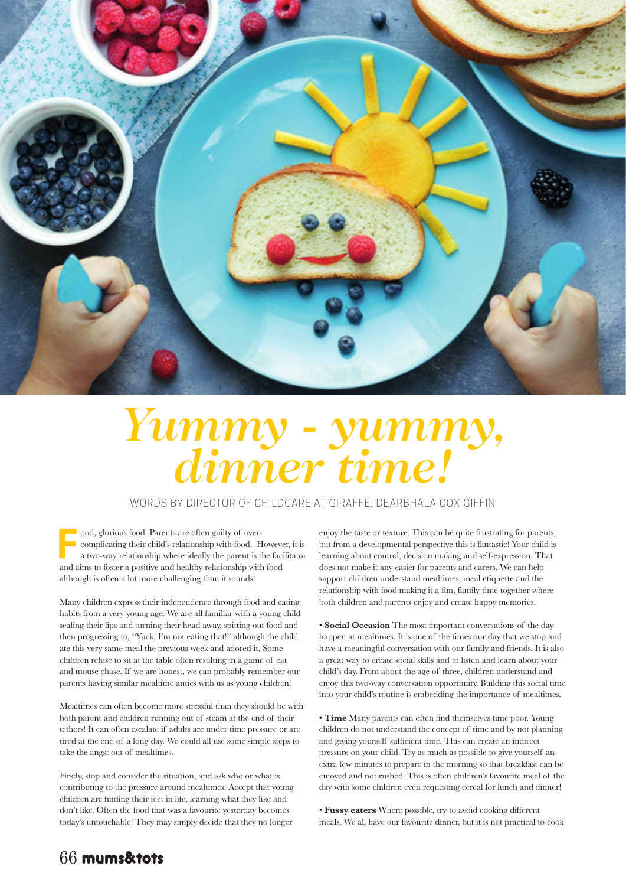# *Yummy - yummy, dinner time!*

WORDS BY DIRECTOR OF CHILDCARE AT GIRAFFE, DEARBHALA COX GIFFIN

Food, glorious food. Parents are often guilty of over-complicating their child's relationship with food. However, it is a two-way relationship where ideally the parent is the facilitator and aims to foster a positive and healthy relationship with food although is often a lot more challenging than it sounds!

Many children express their independence through food and eating habits from a very young age. We are all familiar with a young child sealing their lips and turning their head away, spitting out food and then progressing to, "Yuck, I'm not eating that!" although the child ate this very same meal the previous week and adored it. Some children refuse to sit at the table often resulting in a game of cat and mouse chase. If we are honest, we can probably remember our parents having similar mealtime antics with us as young children!

Mealtimes can often become more stressful than they should be with both parent and children running out of steam at the end of their tethers! It can often escalate if adults are under time pressure or are tired at the end of a long day. We could all use some simple steps to take the angst out of mealtimes.

Firstly, stop and consider the situation, and ask who or what is contributing to the pressure around mealtimes. Accept that young children are finding their feet in life, learning what they like and don't like. Often the food that was a favourite yesterday becomes today's untouchable! They may simply decide that they no longer enjoy the taste or texture. This can be quite frustrating for parents, but from a developmental perspective this is fantastic! Your child is learning about control, decision making and self-expression. That does not make it any easier for parents and carers. We can help support children understand mealtimes, meal etiquette and the relationship with food making it a fun, family time together where both children and parents enjoy and create happy memories.

• **Social Occasion** The most important conversations of the day happen at mealtimes. It is one of the times our day that we stop and have a meaningful conversation with our family and friends. It is also a great way to create social skills and to listen and learn about your child's day. From about the age of three, children understand and enjoy this two-way conversation opportunity. Building this social time into your child's routine is embedding the importance of mealtimes.

• **Time** Many parents can often find themselves time poor. Young children do not understand the concept of time and by not planning and giving yourself sufficient time. This can create an indirect pressure on your child. Try as much as possible to give yourself an extra few minutes to prepare in the morning so that breakfast can be enjoyed and not rushed. This is often children's favourite meal of the day with some children even requesting cereal for lunch and dinner!

• **Fussy eaters** Where possible, try to avoid cooking different meals. We all have our favourite dinner, but it is not practical to cook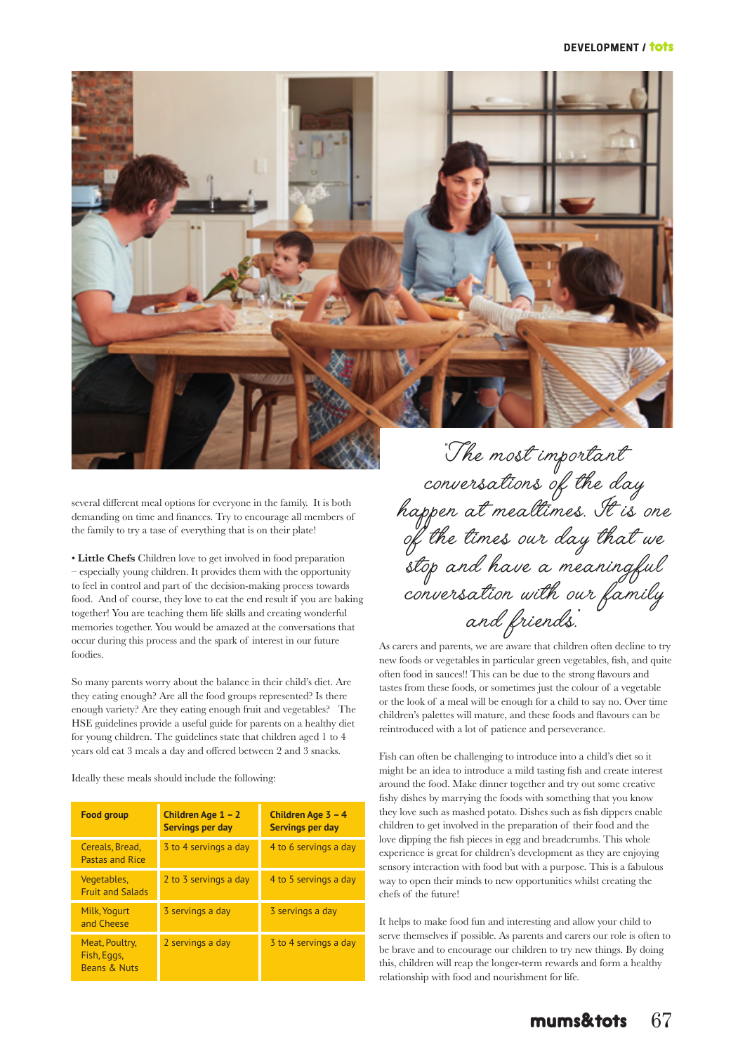several different meal options for everyone in the family. It is both demanding on time and finances. Try to encourage all members of the family to try a tase of everything that is on their plate!

• **Little Chefs** Children love to get involved in food preparation – especially young children. It provides them with the opportunity to feel in control and part of the decision-making process towards food. And of course, they love to eat the end result if you are baking together! You are teaching them life skills and creating wonderful memories together. You would be amazed at the conversations that occur during this process and the spark of interest in our future foodies.

So many parents worry about the balance in their child's diet. Are they eating enough? Are all the food groups represented? Is there enough variety? Are they eating enough fruit and vegetables? The HSE guidelines provide a useful guide for parents on a healthy diet for young children. The guidelines state that children aged 1 to 4 years old eat 3 meals a day and offered between 2 and 3 snacks.

Ideally these meals should include the following:

| Food group | Children Age 1 – 2 Servings per day | Children Age 3 – 4 Servings per day |
|---|---|---|
| Cereals, Bread, Pastas and Rice | 3 to 4 servings a day | 4 to 6 servings a day |
| Vegetables, Fruit and Salads | 2 to 3 servings a day | 4 to 5 servings a day |
| Milk, Yogurt and Cheese | 3 servings a day | 3 servings a day |
| Meat, Poultry, Fish, Eggs, Beans & Nuts | 2 servings a day | 3 to 4 servings a day |

*"The most important conversations of the day happen at mealtimes. It is one of the times our day that we stop and have a meaningful conversation with our family and friends."*

As carers and parents, we are aware that children often decline to try new foods or vegetables in particular green vegetables, fish, and quite often food in sauces!! This can be due to the strong flavours and tastes from these foods, or sometimes just the colour of a vegetable or the look of a meal will be enough for a child to say no. Over time children's palettes will mature, and these foods and flavours can be reintroduced with a lot of patience and perseverance.

Fish can often be challenging to introduce into a child's diet so it might be an idea to introduce a mild tasting fish and create interest around the food. Make dinner together and try out some creative fishy dishes by marrying the foods with something that you know they love such as mashed potato. Dishes such as fish dippers enable children to get involved in the preparation of their food and the love dipping the fish pieces in egg and breadcrumbs. This whole experience is great for children's development as they are enjoying sensory interaction with food but with a purpose. This is a fabulous way to open their minds to new opportunities whilst creating the chefs of the future!

It helps to make food fun and interesting and allow your child to serve themselves if possible. As parents and carers our role is often to be brave and to encourage our children to try new things. By doing this, children will reap the longer-term rewards and form a healthy relationship with food and nourishment for life.